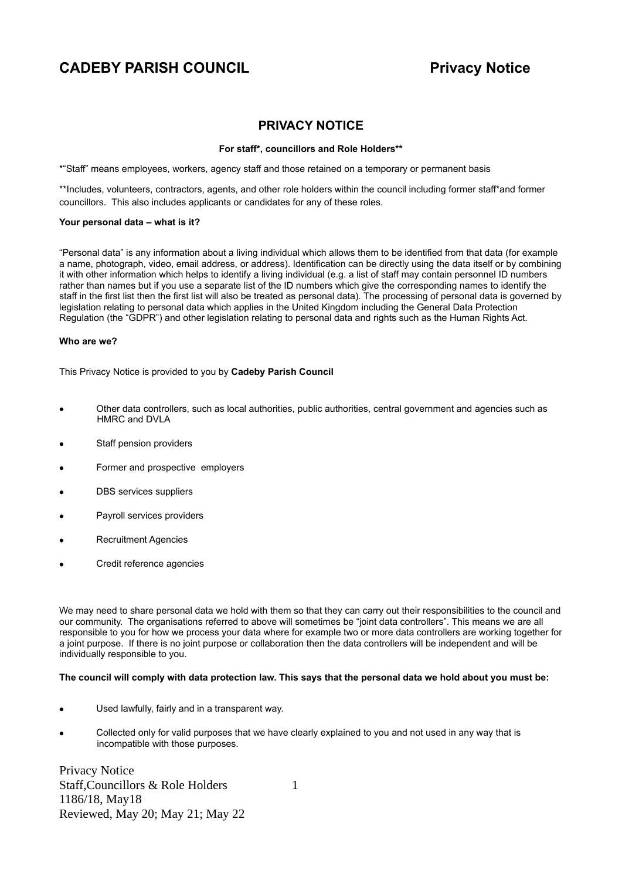# CADEBY PARISH COUNCIL Privacy Notice

## PRIVACY NOTICE

**For staff*, councillors and Role Holders****

*"Staff" means employees, workers, agency staff and those retained on a temporary or permanent basis

**Includes, volunteers, contractors, agents, and other role holders within the council including former staff*and former councillors. This also includes applicants or candidates for any of these roles.

**Your personal data – what is it?**

"Personal data" is any information about a living individual which allows them to be identified from that data (for example a name, photograph, video, email address, or address). Identification can be directly using the data itself or by combining it with other information which helps to identify a living individual (e.g. a list of staff may contain personnel ID numbers rather than names but if you use a separate list of the ID numbers which give the corresponding names to identify the staff in the first list then the first list will also be treated as personal data). The processing of personal data is governed by legislation relating to personal data which applies in the United Kingdom including the General Data Protection Regulation (the "GDPR") and other legislation relating to personal data and rights such as the Human Rights Act.

**Who are we?**

This Privacy Notice is provided to you by **Cadeby Parish Council**

- Other data controllers, such as local authorities, public authorities, central government and agencies such as HMRC and DVLA
- Staff pension providers
- Former and prospective employers
- DBS services suppliers
- Payroll services providers
- Recruitment Agencies
- Credit reference agencies

We may need to share personal data we hold with them so that they can carry out their responsibilities to the council and our community. The organisations referred to above will sometimes be "joint data controllers". This means we are all responsible to you for how we process your data where for example two or more data controllers are working together for a joint purpose. If there is no joint purpose or collaboration then the data controllers will be independent and will be individually responsible to you.

**The council will comply with data protection law. This says that the personal data we hold about you must be:**

- Used lawfully, fairly and in a transparent way.
- Collected only for valid purposes that we have clearly explained to you and not used in any way that is incompatible with those purposes.

Privacy Notice
Staff,Councillors & Role Holders
1186/18, May18
Reviewed, May 20; May 21; May 22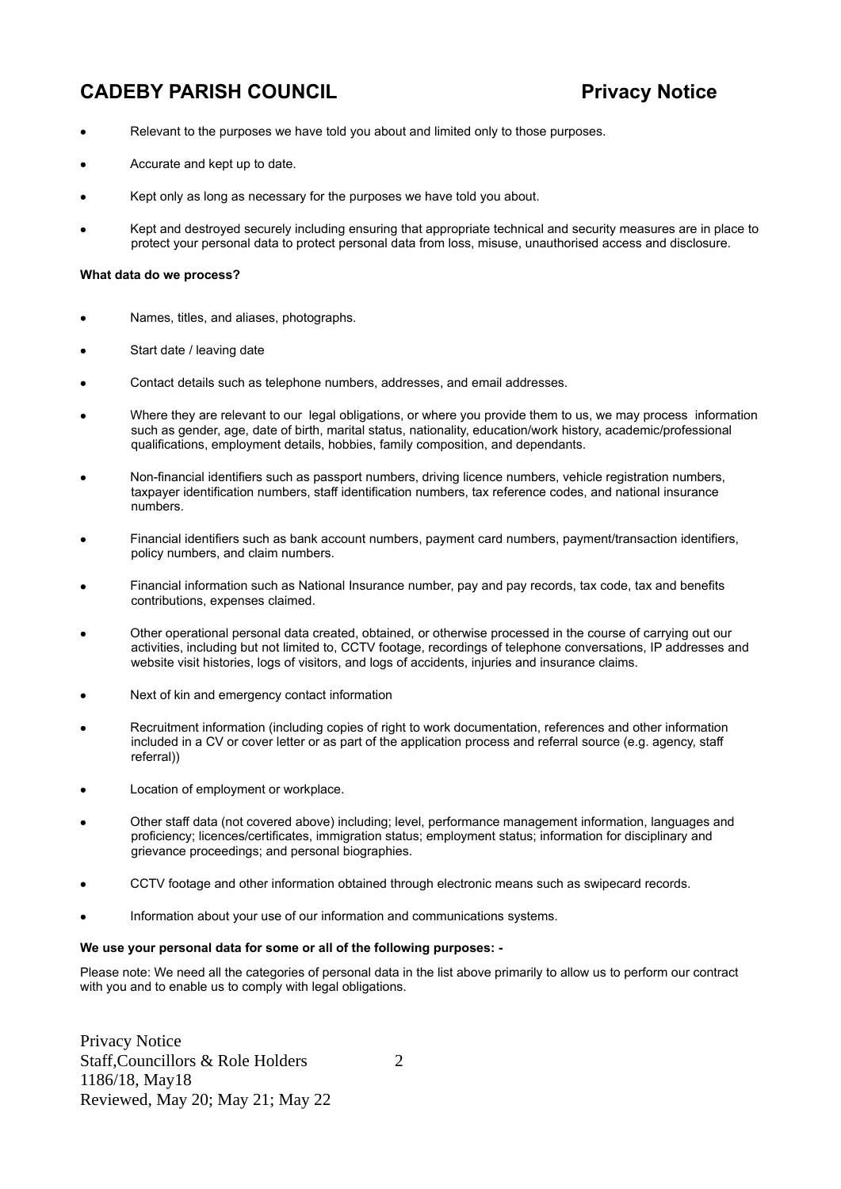- Relevant to the purposes we have told you about and limited only to those purposes.
- Accurate and kept up to date.
- Kept only as long as necessary for the purposes we have told you about.
- Kept and destroyed securely including ensuring that appropriate technical and security measures are in place to protect your personal data to protect personal data from loss, misuse, unauthorised access and disclosure.

**What data do we process?**

- Names, titles, and aliases, photographs.
- Start date / leaving date
- Contact details such as telephone numbers, addresses, and email addresses.
- Where they are relevant to our legal obligations, or where you provide them to us, we may process information such as gender, age, date of birth, marital status, nationality, education/work history, academic/professional qualifications, employment details, hobbies, family composition, and dependants.
- Non-financial identifiers such as passport numbers, driving licence numbers, vehicle registration numbers, taxpayer identification numbers, staff identification numbers, tax reference codes, and national insurance numbers.
- Financial identifiers such as bank account numbers, payment card numbers, payment/transaction identifiers, policy numbers, and claim numbers.
- Financial information such as National Insurance number, pay and pay records, tax code, tax and benefits contributions, expenses claimed.
- Other operational personal data created, obtained, or otherwise processed in the course of carrying out our activities, including but not limited to, CCTV footage, recordings of telephone conversations, IP addresses and website visit histories, logs of visitors, and logs of accidents, injuries and insurance claims.
- Next of kin and emergency contact information
- Recruitment information (including copies of right to work documentation, references and other information included in a CV or cover letter or as part of the application process and referral source (e.g. agency, staff referral))
- Location of employment or workplace.
- Other staff data (not covered above) including; level, performance management information, languages and proficiency; licences/certificates, immigration status; employment status; information for disciplinary and grievance proceedings; and personal biographies.
- CCTV footage and other information obtained through electronic means such as swipecard records.
- Information about your use of our information and communications systems.

**We use your personal data for some or all of the following purposes: -**

Please note: We need all the categories of personal data in the list above primarily to allow us to perform our contract with you and to enable us to comply with legal obligations.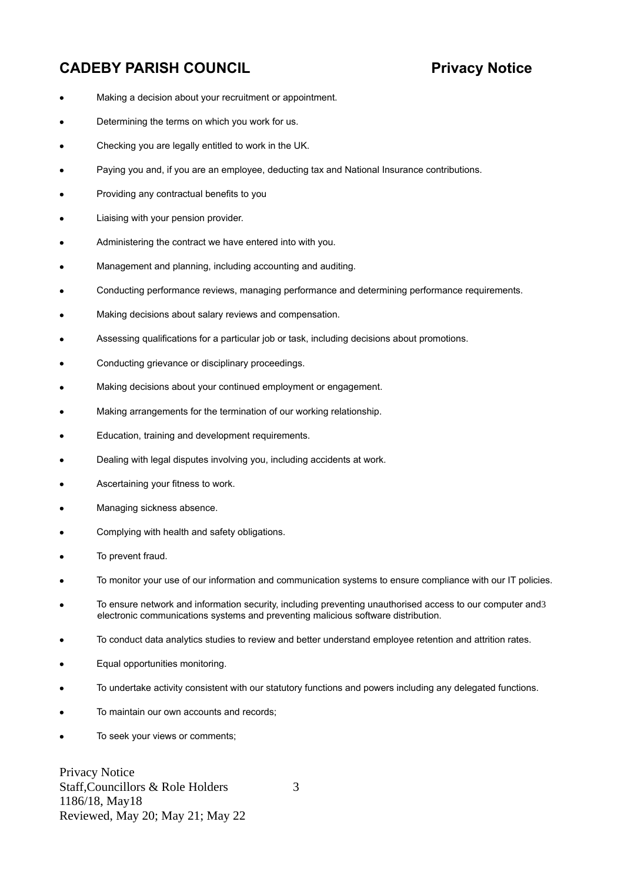- Making a decision about your recruitment or appointment.
- Determining the terms on which you work for us.
- Checking you are legally entitled to work in the UK.
- Paying you and, if you are an employee, deducting tax and National Insurance contributions.
- Providing any contractual benefits to you
- Liaising with your pension provider.
- Administering the contract we have entered into with you.
- Management and planning, including accounting and auditing.
- Conducting performance reviews, managing performance and determining performance requirements.
- Making decisions about salary reviews and compensation.
- Assessing qualifications for a particular job or task, including decisions about promotions.
- Conducting grievance or disciplinary proceedings.
- Making decisions about your continued employment or engagement.
- Making arrangements for the termination of our working relationship.
- Education, training and development requirements.
- Dealing with legal disputes involving you, including accidents at work.
- Ascertaining your fitness to work.
- Managing sickness absence.
- Complying with health and safety obligations.
- To prevent fraud.
- To monitor your use of our information and communication systems to ensure compliance with our IT policies.
- To ensure network and information security, including preventing unauthorised access to our computer and electronic communications systems and preventing malicious software distribution.
- To conduct data analytics studies to review and better understand employee retention and attrition rates.
- Equal opportunities monitoring.
- To undertake activity consistent with our statutory functions and powers including any delegated functions.
- To maintain our own accounts and records;
- To seek your views or comments;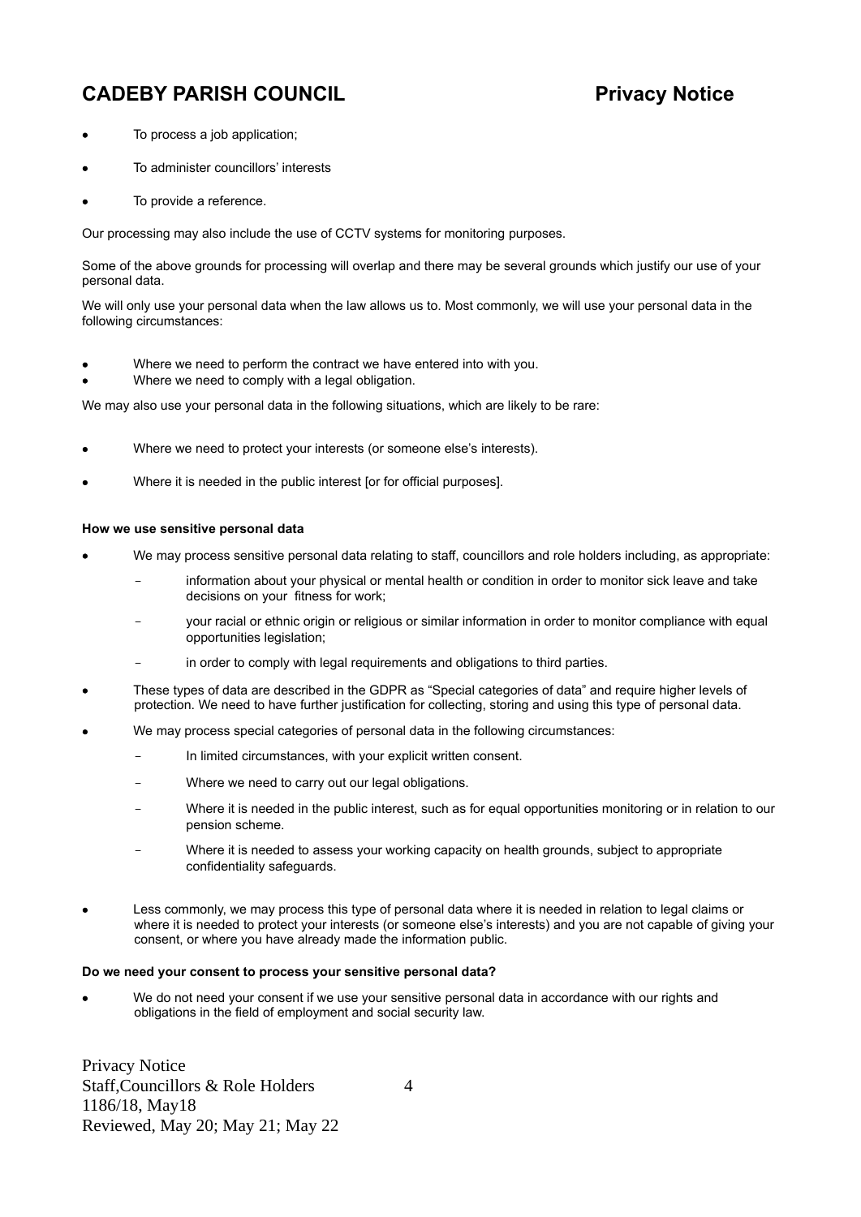- To process a job application;
- To administer councillors' interests
- To provide a reference.

Our processing may also include the use of CCTV systems for monitoring purposes.

Some of the above grounds for processing will overlap and there may be several grounds which justify our use of your personal data.

We will only use your personal data when the law allows us to. Most commonly, we will use your personal data in the following circumstances:

- Where we need to perform the contract we have entered into with you.
- Where we need to comply with a legal obligation.

We may also use your personal data in the following situations, which are likely to be rare:

- Where we need to protect your interests (or someone else's interests).
- Where it is needed in the public interest [or for official purposes].

**How we use sensitive personal data**

- We may process sensitive personal data relating to staff, councillors and role holders including, as appropriate:
  - information about your physical or mental health or condition in order to monitor sick leave and take decisions on your fitness for work;
  - your racial or ethnic origin or religious or similar information in order to monitor compliance with equal opportunities legislation;
  - in order to comply with legal requirements and obligations to third parties.
- These types of data are described in the GDPR as "Special categories of data" and require higher levels of protection. We need to have further justification for collecting, storing and using this type of personal data.
- We may process special categories of personal data in the following circumstances:
  - In limited circumstances, with your explicit written consent.
  - Where we need to carry out our legal obligations.
  - Where it is needed in the public interest, such as for equal opportunities monitoring or in relation to our pension scheme.
  - Where it is needed to assess your working capacity on health grounds, subject to appropriate confidentiality safeguards.
- Less commonly, we may process this type of personal data where it is needed in relation to legal claims or where it is needed to protect your interests (or someone else's interests) and you are not capable of giving your consent, or where you have already made the information public.

**Do we need your consent to process your sensitive personal data?**

- We do not need your consent if we use your sensitive personal data in accordance with our rights and obligations in the field of employment and social security law.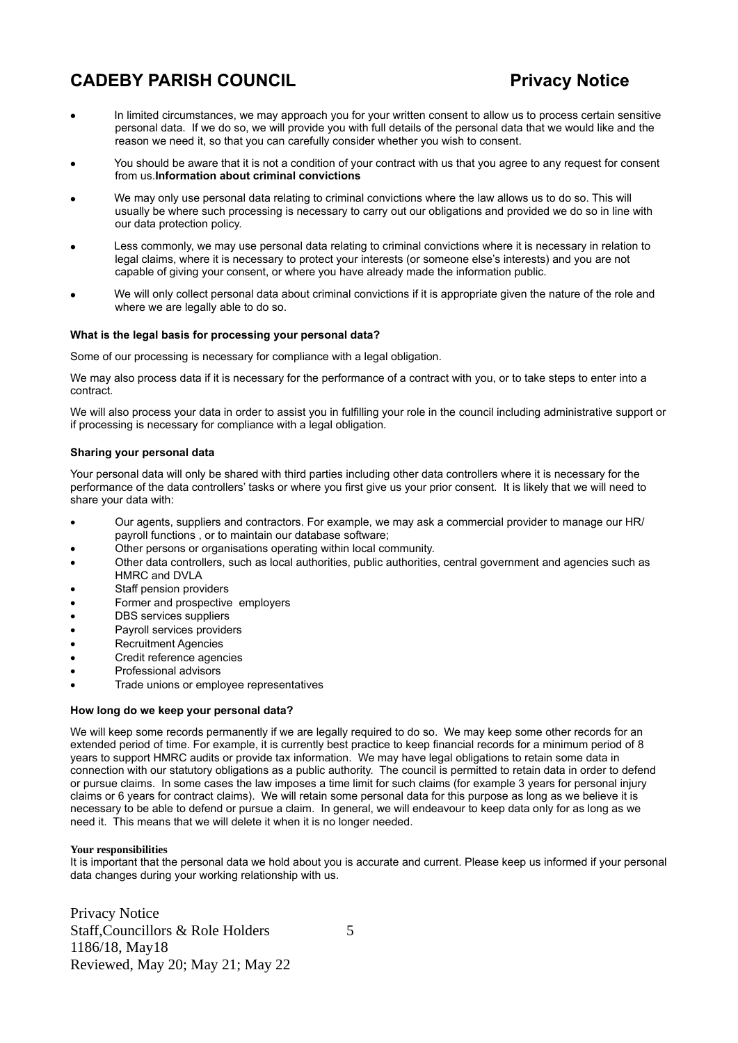- In limited circumstances, we may approach you for your written consent to allow us to process certain sensitive personal data. If we do so, we will provide you with full details of the personal data that we would like and the reason we need it, so that you can carefully consider whether you wish to consent.
- You should be aware that it is not a condition of your contract with us that you agree to any request for consent from us.**Information about criminal convictions**
- We may only use personal data relating to criminal convictions where the law allows us to do so. This will usually be where such processing is necessary to carry out our obligations and provided we do so in line with our data protection policy.
- Less commonly, we may use personal data relating to criminal convictions where it is necessary in relation to legal claims, where it is necessary to protect your interests (or someone else's interests) and you are not capable of giving your consent, or where you have already made the information public.
- We will only collect personal data about criminal convictions if it is appropriate given the nature of the role and where we are legally able to do so.

**What is the legal basis for processing your personal data?**

Some of our processing is necessary for compliance with a legal obligation.

We may also process data if it is necessary for the performance of a contract with you, or to take steps to enter into a contract.

We will also process your data in order to assist you in fulfilling your role in the council including administrative support or if processing is necessary for compliance with a legal obligation.

**Sharing your personal data**

Your personal data will only be shared with third parties including other data controllers where it is necessary for the performance of the data controllers' tasks or where you first give us your prior consent. It is likely that we will need to share your data with:

- Our agents, suppliers and contractors. For example, we may ask a commercial provider to manage our HR/ payroll functions , or to maintain our database software;
- Other persons or organisations operating within local community.
- Other data controllers, such as local authorities, public authorities, central government and agencies such as HMRC and DVLA
- Staff pension providers
- Former and prospective employers
- DBS services suppliers
- Payroll services providers
- Recruitment Agencies
- Credit reference agencies
- Professional advisors
- Trade unions or employee representatives

**How long do we keep your personal data?**

We will keep some records permanently if we are legally required to do so. We may keep some other records for an extended period of time. For example, it is currently best practice to keep financial records for a minimum period of 8 years to support HMRC audits or provide tax information. We may have legal obligations to retain some data in connection with our statutory obligations as a public authority. The council is permitted to retain data in order to defend or pursue claims. In some cases the law imposes a time limit for such claims (for example 3 years for personal injury claims or 6 years for contract claims). We will retain some personal data for this purpose as long as we believe it is necessary to be able to defend or pursue a claim. In general, we will endeavour to keep data only for as long as we need it. This means that we will delete it when it is no longer needed.

**Your responsibilities**

It is important that the personal data we hold about you is accurate and current. Please keep us informed if your personal data changes during your working relationship with us.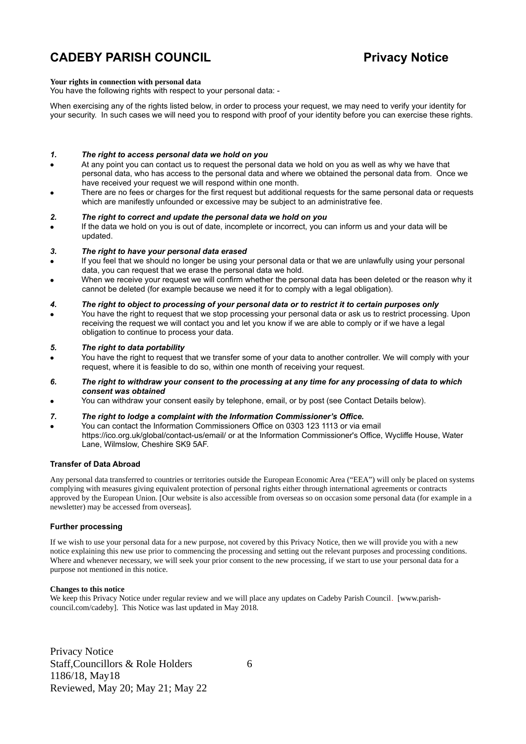**Your rights in connection with personal data**
You have the following rights with respect to your personal data: -

When exercising any of the rights listed below, in order to process your request, we may need to verify your identity for your security. In such cases we will need you to respond with proof of your identity before you can exercise these rights.

***1. The right to access personal data we hold on you***

- At any point you can contact us to request the personal data we hold on you as well as why we have that personal data, who has access to the personal data and where we obtained the personal data from. Once we have received your request we will respond within one month.
- There are no fees or charges for the first request but additional requests for the same personal data or requests which are manifestly unfounded or excessive may be subject to an administrative fee.

***2. The right to correct and update the personal data we hold on you***

- If the data we hold on you is out of date, incomplete or incorrect, you can inform us and your data will be updated.

***3. The right to have your personal data erased***

- If you feel that we should no longer be using your personal data or that we are unlawfully using your personal data, you can request that we erase the personal data we hold.
- When we receive your request we will confirm whether the personal data has been deleted or the reason why it cannot be deleted (for example because we need it for to comply with a legal obligation).

***4. The right to object to processing of your personal data or to restrict it to certain purposes only***

- You have the right to request that we stop processing your personal data or ask us to restrict processing. Upon receiving the request we will contact you and let you know if we are able to comply or if we have a legal obligation to continue to process your data.

***5. The right to data portability***

- You have the right to request that we transfer some of your data to another controller. We will comply with your request, where it is feasible to do so, within one month of receiving your request.

***6. The right to withdraw your consent to the processing at any time for any processing of data to which consent was obtained***

- You can withdraw your consent easily by telephone, email, or by post (see Contact Details below).

***7. The right to lodge a complaint with the Information Commissioner's Office.***

- You can contact the Information Commissioners Office on 0303 123 1113 or via email https://ico.org.uk/global/contact-us/email/ or at the Information Commissioner's Office, Wycliffe House, Water Lane, Wilmslow, Cheshire SK9 5AF.

**Transfer of Data Abroad**

Any personal data transferred to countries or territories outside the European Economic Area ("EEA") will only be placed on systems complying with measures giving equivalent protection of personal rights either through international agreements or contracts approved by the European Union. [Our website is also accessible from overseas so on occasion some personal data (for example in a newsletter) may be accessed from overseas].

**Further processing**

If we wish to use your personal data for a new purpose, not covered by this Privacy Notice, then we will provide you with a new notice explaining this new use prior to commencing the processing and setting out the relevant purposes and processing conditions. Where and whenever necessary, we will seek your prior consent to the new processing, if we start to use your personal data for a purpose not mentioned in this notice.

**Changes to this notice**
We keep this Privacy Notice under regular review and we will place any updates on Cadeby Parish Council. [www.parish-council.com/cadeby]. This Notice was last updated in May 2018.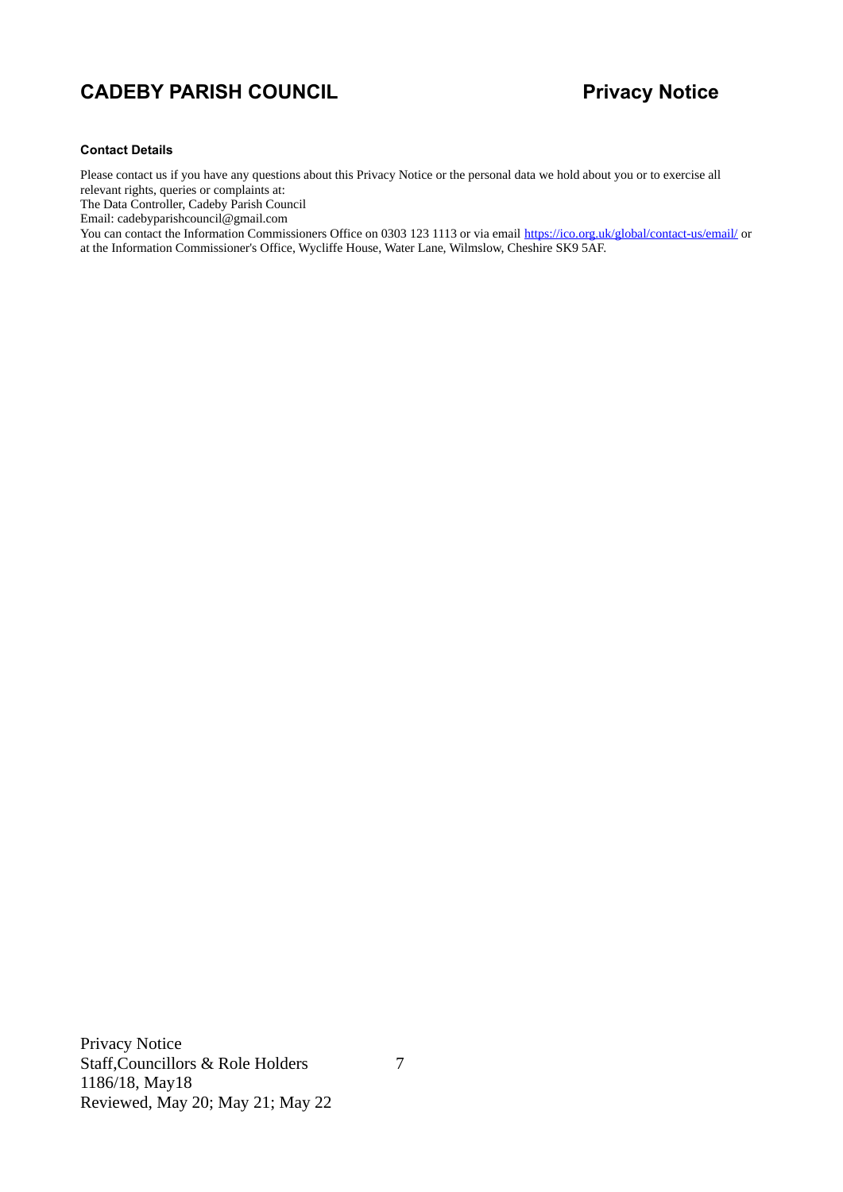#### Contact Details

Please contact us if you have any questions about this Privacy Notice or the personal data we hold about you or to exercise all relevant rights, queries or complaints at:
The Data Controller, Cadeby Parish Council
Email: cadebyparishcouncil@gmail.com
You can contact the Information Commissioners Office on 0303 123 1113 or via email https://ico.org.uk/global/contact-us/email/ or at the Information Commissioner's Office, Wycliffe House, Water Lane, Wilmslow, Cheshire SK9 5AF.